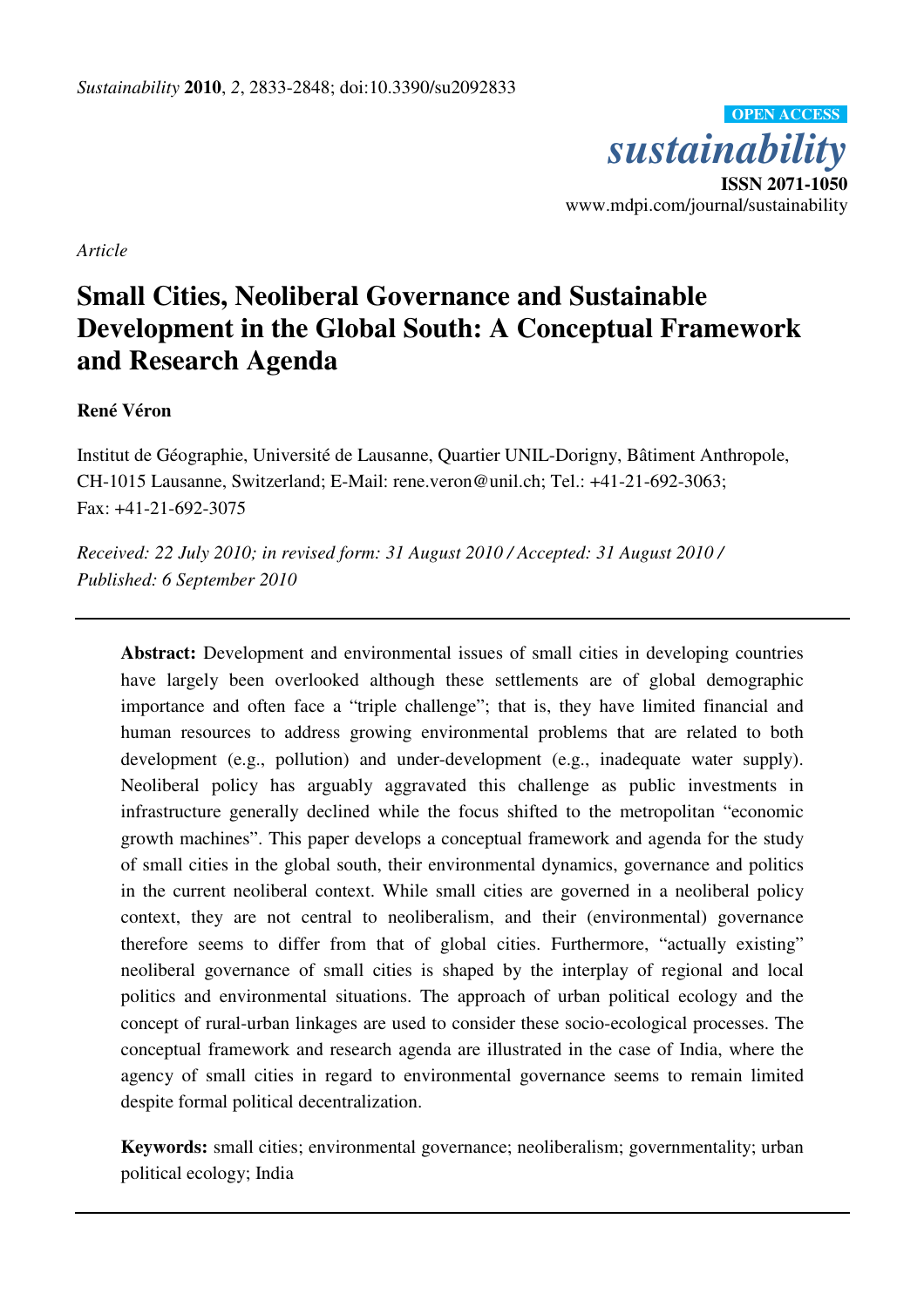*Sustainability* **2010**, *2*, 2833-2848; doi:10.3390/su2092833

**OPEN ACCESS**

*sustainability*

**ISSN 2071-1050**

www.mdpi.com/journal/sustainability

*Article*

# Small Cities, Neoliberal Governance and Sustainable Development in the Global South: A Conceptual Framework and Research Agenda

**René Véron**

Institut de Géographie, Université de Lausanne, Quartier UNIL-Dorigny, Bâtiment Anthropole, CH-1015 Lausanne, Switzerland; E-Mail: rene.veron@unil.ch; Tel.: +41-21-692-3063; Fax: +41-21-692-3075

*Received: 22 July 2010; in revised form: 31 August 2010 / Accepted: 31 August 2010 / Published: 6 September 2010*

---

**Abstract:** Development and environmental issues of small cities in developing countries have largely been overlooked although these settlements are of global demographic importance and often face a "triple challenge"; that is, they have limited financial and human resources to address growing environmental problems that are related to both development (e.g., pollution) and under-development (e.g., inadequate water supply). Neoliberal policy has arguably aggravated this challenge as public investments in infrastructure generally declined while the focus shifted to the metropolitan "economic growth machines". This paper develops a conceptual framework and agenda for the study of small cities in the global south, their environmental dynamics, governance and politics in the current neoliberal context. While small cities are governed in a neoliberal policy context, they are not central to neoliberalism, and their (environmental) governance therefore seems to differ from that of global cities. Furthermore, "actually existing" neoliberal governance of small cities is shaped by the interplay of regional and local politics and environmental situations. The approach of urban political ecology and the concept of rural-urban linkages are used to consider these socio-ecological processes. The conceptual framework and research agenda are illustrated in the case of India, where the agency of small cities in regard to environmental governance seems to remain limited despite formal political decentralization.

**Keywords:** small cities; environmental governance; neoliberalism; governmentality; urban political ecology; India

---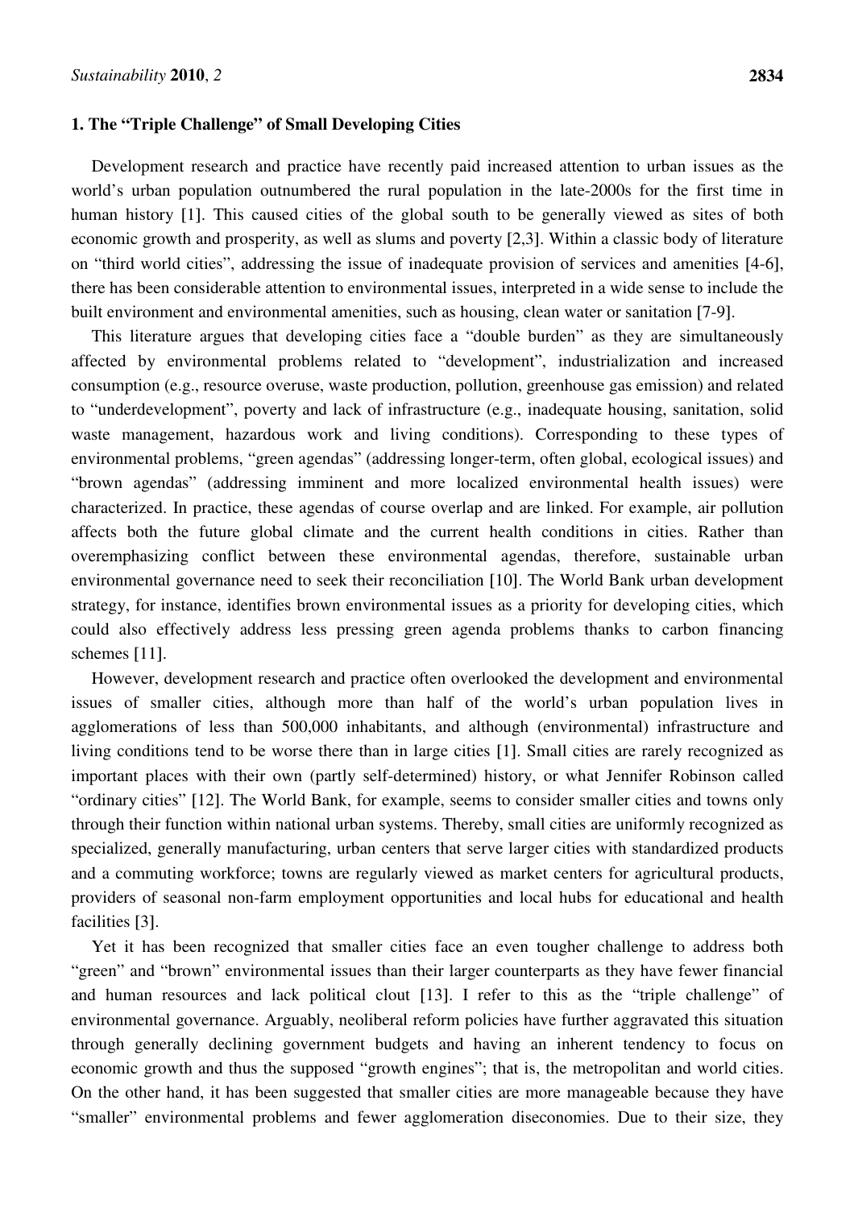## 1. The "Triple Challenge" of Small Developing Cities

Development research and practice have recently paid increased attention to urban issues as the world's urban population outnumbered the rural population in the late-2000s for the first time in human history [1]. This caused cities of the global south to be generally viewed as sites of both economic growth and prosperity, as well as slums and poverty [2,3]. Within a classic body of literature on "third world cities", addressing the issue of inadequate provision of services and amenities [4-6], there has been considerable attention to environmental issues, interpreted in a wide sense to include the built environment and environmental amenities, such as housing, clean water or sanitation [7-9].

This literature argues that developing cities face a "double burden" as they are simultaneously affected by environmental problems related to "development", industrialization and increased consumption (e.g., resource overuse, waste production, pollution, greenhouse gas emission) and related to "underdevelopment", poverty and lack of infrastructure (e.g., inadequate housing, sanitation, solid waste management, hazardous work and living conditions). Corresponding to these types of environmental problems, "green agendas" (addressing longer-term, often global, ecological issues) and "brown agendas" (addressing imminent and more localized environmental health issues) were characterized. In practice, these agendas of course overlap and are linked. For example, air pollution affects both the future global climate and the current health conditions in cities. Rather than overemphasizing conflict between these environmental agendas, therefore, sustainable urban environmental governance need to seek their reconciliation [10]. The World Bank urban development strategy, for instance, identifies brown environmental issues as a priority for developing cities, which could also effectively address less pressing green agenda problems thanks to carbon financing schemes [11].

However, development research and practice often overlooked the development and environmental issues of smaller cities, although more than half of the world's urban population lives in agglomerations of less than 500,000 inhabitants, and although (environmental) infrastructure and living conditions tend to be worse there than in large cities [1]. Small cities are rarely recognized as important places with their own (partly self-determined) history, or what Jennifer Robinson called "ordinary cities" [12]. The World Bank, for example, seems to consider smaller cities and towns only through their function within national urban systems. Thereby, small cities are uniformly recognized as specialized, generally manufacturing, urban centers that serve larger cities with standardized products and a commuting workforce; towns are regularly viewed as market centers for agricultural products, providers of seasonal non-farm employment opportunities and local hubs for educational and health facilities [3].

Yet it has been recognized that smaller cities face an even tougher challenge to address both "green" and "brown" environmental issues than their larger counterparts as they have fewer financial and human resources and lack political clout [13]. I refer to this as the "triple challenge" of environmental governance. Arguably, neoliberal reform policies have further aggravated this situation through generally declining government budgets and having an inherent tendency to focus on economic growth and thus the supposed "growth engines"; that is, the metropolitan and world cities. On the other hand, it has been suggested that smaller cities are more manageable because they have "smaller" environmental problems and fewer agglomeration diseconomies. Due to their size, they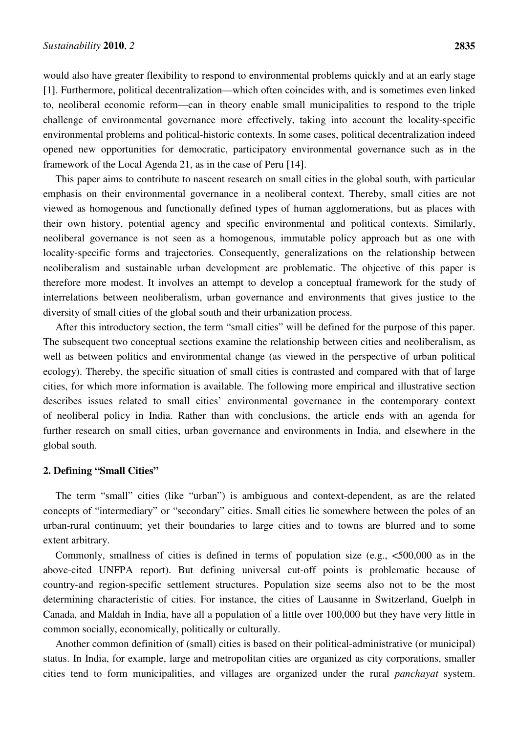would also have greater flexibility to respond to environmental problems quickly and at an early stage [1]. Furthermore, political decentralization—which often coincides with, and is sometimes even linked to, neoliberal economic reform—can in theory enable small municipalities to respond to the triple challenge of environmental governance more effectively, taking into account the locality-specific environmental problems and political-historic contexts. In some cases, political decentralization indeed opened new opportunities for democratic, participatory environmental governance such as in the framework of the Local Agenda 21, as in the case of Peru [14].

This paper aims to contribute to nascent research on small cities in the global south, with particular emphasis on their environmental governance in a neoliberal context. Thereby, small cities are not viewed as homogenous and functionally defined types of human agglomerations, but as places with their own history, potential agency and specific environmental and political contexts. Similarly, neoliberal governance is not seen as a homogenous, immutable policy approach but as one with locality-specific forms and trajectories. Consequently, generalizations on the relationship between neoliberalism and sustainable urban development are problematic. The objective of this paper is therefore more modest. It involves an attempt to develop a conceptual framework for the study of interrelations between neoliberalism, urban governance and environments that gives justice to the diversity of small cities of the global south and their urbanization process.

After this introductory section, the term "small cities" will be defined for the purpose of this paper. The subsequent two conceptual sections examine the relationship between cities and neoliberalism, as well as between politics and environmental change (as viewed in the perspective of urban political ecology). Thereby, the specific situation of small cities is contrasted and compared with that of large cities, for which more information is available. The following more empirical and illustrative section describes issues related to small cities' environmental governance in the contemporary context of neoliberal policy in India. Rather than with conclusions, the article ends with an agenda for further research on small cities, urban governance and environments in India, and elsewhere in the global south.

## 2. Defining "Small Cities"

The term "small" cities (like "urban") is ambiguous and context-dependent, as are the related concepts of "intermediary" or "secondary" cities. Small cities lie somewhere between the poles of an urban-rural continuum; yet their boundaries to large cities and to towns are blurred and to some extent arbitrary.

Commonly, smallness of cities is defined in terms of population size (e.g., <500,000 as in the above-cited UNFPA report). But defining universal cut-off points is problematic because of country-and region-specific settlement structures. Population size seems also not to be the most determining characteristic of cities. For instance, the cities of Lausanne in Switzerland, Guelph in Canada, and Maldah in India, have all a population of a little over 100,000 but they have very little in common socially, economically, politically or culturally.

Another common definition of (small) cities is based on their political-administrative (or municipal) status. In India, for example, large and metropolitan cities are organized as city corporations, smaller cities tend to form municipalities, and villages are organized under the rural *panchayat* system.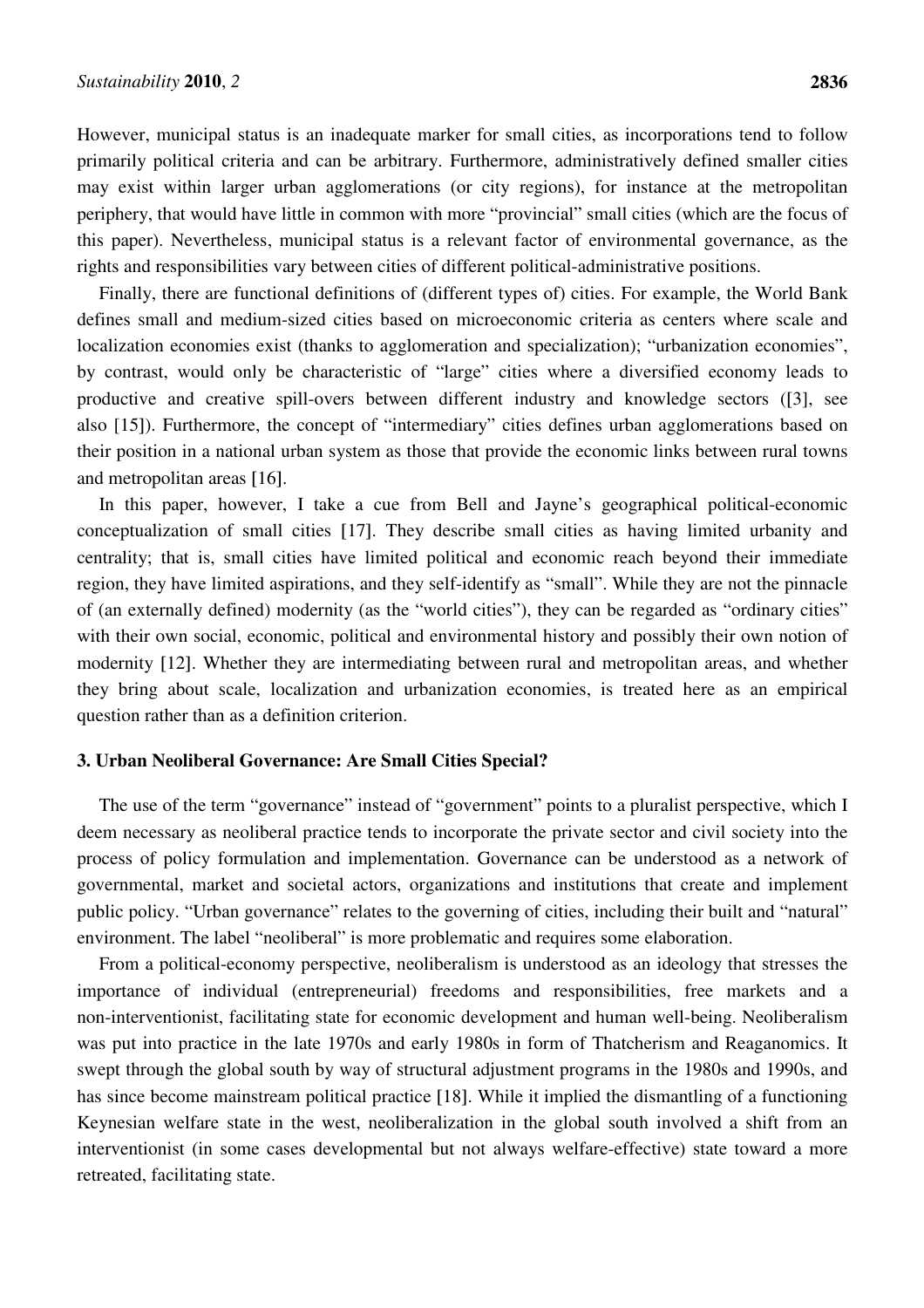However, municipal status is an inadequate marker for small cities, as incorporations tend to follow primarily political criteria and can be arbitrary. Furthermore, administratively defined smaller cities may exist within larger urban agglomerations (or city regions), for instance at the metropolitan periphery, that would have little in common with more "provincial" small cities (which are the focus of this paper). Nevertheless, municipal status is a relevant factor of environmental governance, as the rights and responsibilities vary between cities of different political-administrative positions.

Finally, there are functional definitions of (different types of) cities. For example, the World Bank defines small and medium-sized cities based on microeconomic criteria as centers where scale and localization economies exist (thanks to agglomeration and specialization); "urbanization economies", by contrast, would only be characteristic of "large" cities where a diversified economy leads to productive and creative spill-overs between different industry and knowledge sectors ([3], see also [15]). Furthermore, the concept of "intermediary" cities defines urban agglomerations based on their position in a national urban system as those that provide the economic links between rural towns and metropolitan areas [16].

In this paper, however, I take a cue from Bell and Jayne's geographical political-economic conceptualization of small cities [17]. They describe small cities as having limited urbanity and centrality; that is, small cities have limited political and economic reach beyond their immediate region, they have limited aspirations, and they self-identify as "small". While they are not the pinnacle of (an externally defined) modernity (as the "world cities"), they can be regarded as "ordinary cities" with their own social, economic, political and environmental history and possibly their own notion of modernity [12]. Whether they are intermediating between rural and metropolitan areas, and whether they bring about scale, localization and urbanization economies, is treated here as an empirical question rather than as a definition criterion.

## 3. Urban Neoliberal Governance: Are Small Cities Special?

The use of the term "governance" instead of "government" points to a pluralist perspective, which I deem necessary as neoliberal practice tends to incorporate the private sector and civil society into the process of policy formulation and implementation. Governance can be understood as a network of governmental, market and societal actors, organizations and institutions that create and implement public policy. "Urban governance" relates to the governing of cities, including their built and "natural" environment. The label "neoliberal" is more problematic and requires some elaboration.

From a political-economy perspective, neoliberalism is understood as an ideology that stresses the importance of individual (entrepreneurial) freedoms and responsibilities, free markets and a non-interventionist, facilitating state for economic development and human well-being. Neoliberalism was put into practice in the late 1970s and early 1980s in form of Thatcherism and Reaganomics. It swept through the global south by way of structural adjustment programs in the 1980s and 1990s, and has since become mainstream political practice [18]. While it implied the dismantling of a functioning Keynesian welfare state in the west, neoliberalization in the global south involved a shift from an interventionist (in some cases developmental but not always welfare-effective) state toward a more retreated, facilitating state.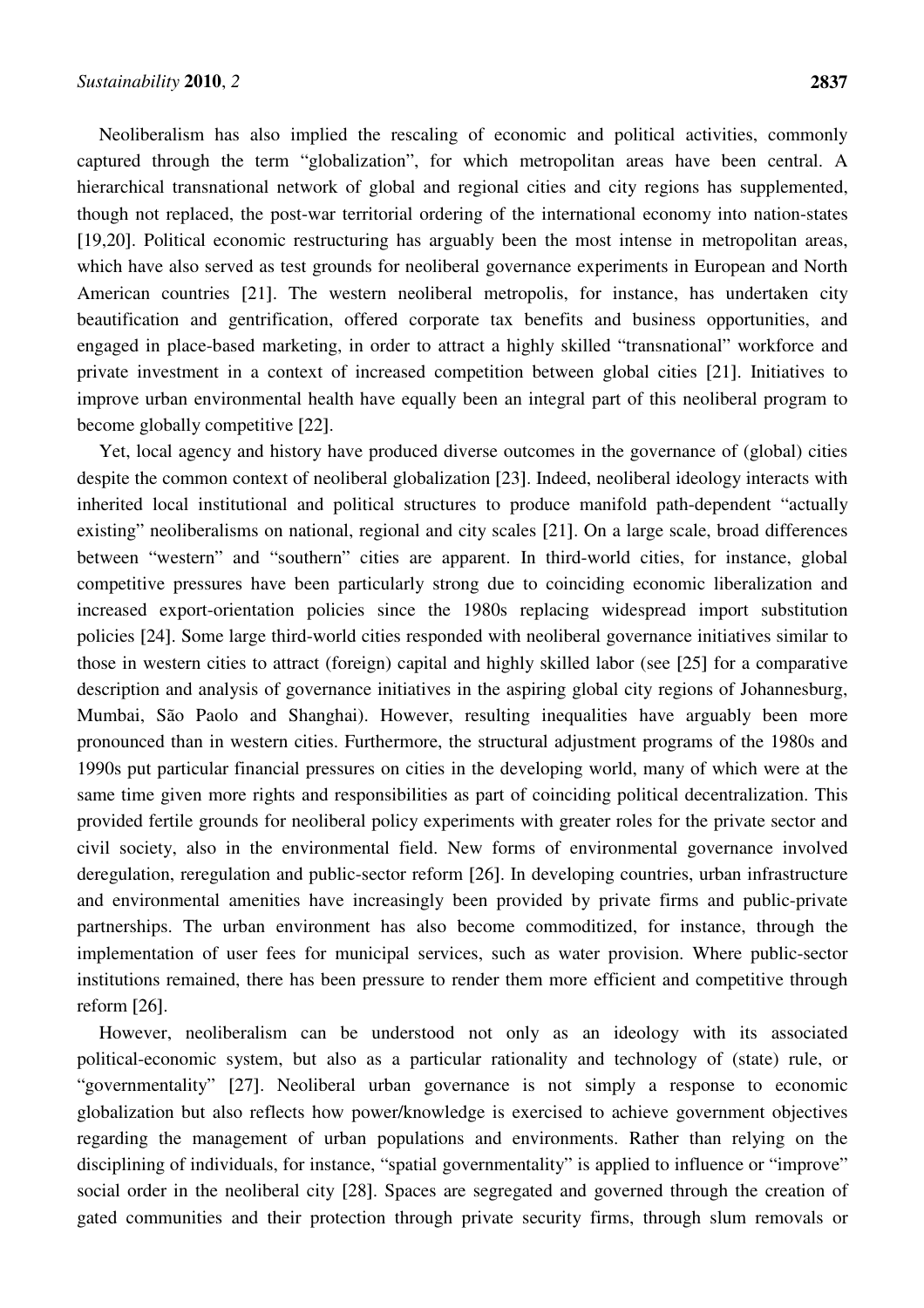Neoliberalism has also implied the rescaling of economic and political activities, commonly captured through the term "globalization", for which metropolitan areas have been central. A hierarchical transnational network of global and regional cities and city regions has supplemented, though not replaced, the post-war territorial ordering of the international economy into nation-states [19,20]. Political economic restructuring has arguably been the most intense in metropolitan areas, which have also served as test grounds for neoliberal governance experiments in European and North American countries [21]. The western neoliberal metropolis, for instance, has undertaken city beautification and gentrification, offered corporate tax benefits and business opportunities, and engaged in place-based marketing, in order to attract a highly skilled "transnational" workforce and private investment in a context of increased competition between global cities [21]. Initiatives to improve urban environmental health have equally been an integral part of this neoliberal program to become globally competitive [22].

Yet, local agency and history have produced diverse outcomes in the governance of (global) cities despite the common context of neoliberal globalization [23]. Indeed, neoliberal ideology interacts with inherited local institutional and political structures to produce manifold path-dependent "actually existing" neoliberalisms on national, regional and city scales [21]. On a large scale, broad differences between "western" and "southern" cities are apparent. In third-world cities, for instance, global competitive pressures have been particularly strong due to coinciding economic liberalization and increased export-orientation policies since the 1980s replacing widespread import substitution policies [24]. Some large third-world cities responded with neoliberal governance initiatives similar to those in western cities to attract (foreign) capital and highly skilled labor (see [25] for a comparative description and analysis of governance initiatives in the aspiring global city regions of Johannesburg, Mumbai, São Paolo and Shanghai). However, resulting inequalities have arguably been more pronounced than in western cities. Furthermore, the structural adjustment programs of the 1980s and 1990s put particular financial pressures on cities in the developing world, many of which were at the same time given more rights and responsibilities as part of coinciding political decentralization. This provided fertile grounds for neoliberal policy experiments with greater roles for the private sector and civil society, also in the environmental field. New forms of environmental governance involved deregulation, reregulation and public-sector reform [26]. In developing countries, urban infrastructure and environmental amenities have increasingly been provided by private firms and public-private partnerships. The urban environment has also become commoditized, for instance, through the implementation of user fees for municipal services, such as water provision. Where public-sector institutions remained, there has been pressure to render them more efficient and competitive through reform [26].

However, neoliberalism can be understood not only as an ideology with its associated political-economic system, but also as a particular rationality and technology of (state) rule, or "governmentality" [27]. Neoliberal urban governance is not simply a response to economic globalization but also reflects how power/knowledge is exercised to achieve government objectives regarding the management of urban populations and environments. Rather than relying on the disciplining of individuals, for instance, "spatial governmentality" is applied to influence or "improve" social order in the neoliberal city [28]. Spaces are segregated and governed through the creation of gated communities and their protection through private security firms, through slum removals or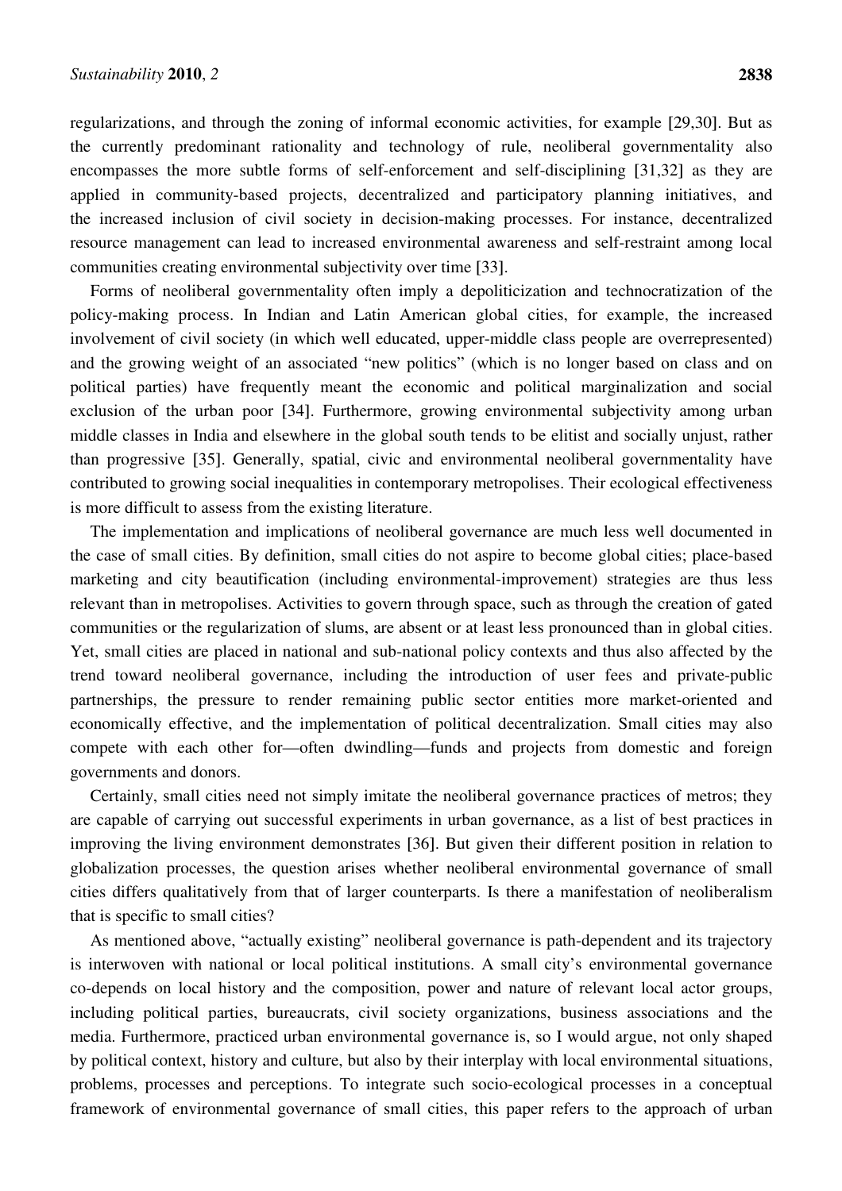regularizations, and through the zoning of informal economic activities, for example [29,30]. But as the currently predominant rationality and technology of rule, neoliberal governmentality also encompasses the more subtle forms of self-enforcement and self-disciplining [31,32] as they are applied in community-based projects, decentralized and participatory planning initiatives, and the increased inclusion of civil society in decision-making processes. For instance, decentralized resource management can lead to increased environmental awareness and self-restraint among local communities creating environmental subjectivity over time [33].

Forms of neoliberal governmentality often imply a depoliticization and technocratization of the policy-making process. In Indian and Latin American global cities, for example, the increased involvement of civil society (in which well educated, upper-middle class people are overrepresented) and the growing weight of an associated "new politics" (which is no longer based on class and on political parties) have frequently meant the economic and political marginalization and social exclusion of the urban poor [34]. Furthermore, growing environmental subjectivity among urban middle classes in India and elsewhere in the global south tends to be elitist and socially unjust, rather than progressive [35]. Generally, spatial, civic and environmental neoliberal governmentality have contributed to growing social inequalities in contemporary metropolises. Their ecological effectiveness is more difficult to assess from the existing literature.

The implementation and implications of neoliberal governance are much less well documented in the case of small cities. By definition, small cities do not aspire to become global cities; place-based marketing and city beautification (including environmental-improvement) strategies are thus less relevant than in metropolises. Activities to govern through space, such as through the creation of gated communities or the regularization of slums, are absent or at least less pronounced than in global cities. Yet, small cities are placed in national and sub-national policy contexts and thus also affected by the trend toward neoliberal governance, including the introduction of user fees and private-public partnerships, the pressure to render remaining public sector entities more market-oriented and economically effective, and the implementation of political decentralization. Small cities may also compete with each other for—often dwindling—funds and projects from domestic and foreign governments and donors.

Certainly, small cities need not simply imitate the neoliberal governance practices of metros; they are capable of carrying out successful experiments in urban governance, as a list of best practices in improving the living environment demonstrates [36]. But given their different position in relation to globalization processes, the question arises whether neoliberal environmental governance of small cities differs qualitatively from that of larger counterparts. Is there a manifestation of neoliberalism that is specific to small cities?

As mentioned above, "actually existing" neoliberal governance is path-dependent and its trajectory is interwoven with national or local political institutions. A small city's environmental governance co-depends on local history and the composition, power and nature of relevant local actor groups, including political parties, bureaucrats, civil society organizations, business associations and the media. Furthermore, practiced urban environmental governance is, so I would argue, not only shaped by political context, history and culture, but also by their interplay with local environmental situations, problems, processes and perceptions. To integrate such socio-ecological processes in a conceptual framework of environmental governance of small cities, this paper refers to the approach of urban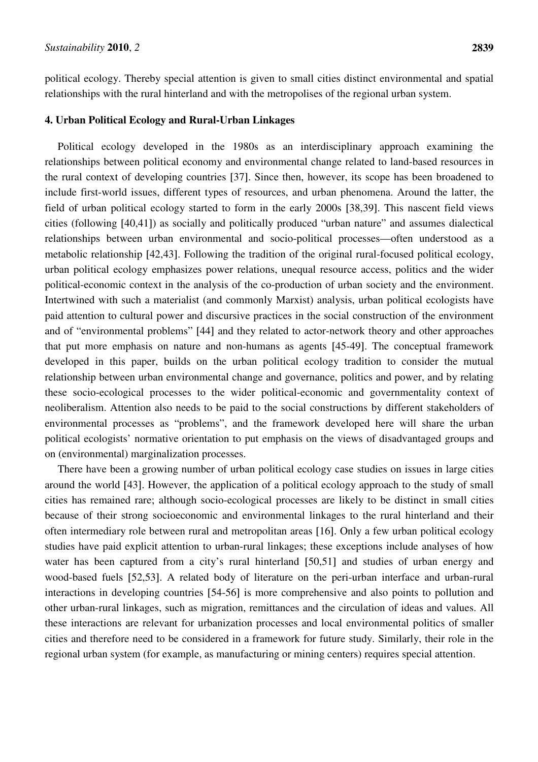political ecology. Thereby special attention is given to small cities distinct environmental and spatial relationships with the rural hinterland and with the metropolises of the regional urban system.

## 4. Urban Political Ecology and Rural-Urban Linkages

Political ecology developed in the 1980s as an interdisciplinary approach examining the relationships between political economy and environmental change related to land-based resources in the rural context of developing countries [37]. Since then, however, its scope has been broadened to include first-world issues, different types of resources, and urban phenomena. Around the latter, the field of urban political ecology started to form in the early 2000s [38,39]. This nascent field views cities (following [40,41]) as socially and politically produced "urban nature" and assumes dialectical relationships between urban environmental and socio-political processes—often understood as a metabolic relationship [42,43]. Following the tradition of the original rural-focused political ecology, urban political ecology emphasizes power relations, unequal resource access, politics and the wider political-economic context in the analysis of the co-production of urban society and the environment. Intertwined with such a materialist (and commonly Marxist) analysis, urban political ecologists have paid attention to cultural power and discursive practices in the social construction of the environment and of "environmental problems" [44] and they related to actor-network theory and other approaches that put more emphasis on nature and non-humans as agents [45-49]. The conceptual framework developed in this paper, builds on the urban political ecology tradition to consider the mutual relationship between urban environmental change and governance, politics and power, and by relating these socio-ecological processes to the wider political-economic and governmentality context of neoliberalism. Attention also needs to be paid to the social constructions by different stakeholders of environmental processes as "problems", and the framework developed here will share the urban political ecologists' normative orientation to put emphasis on the views of disadvantaged groups and on (environmental) marginalization processes.

There have been a growing number of urban political ecology case studies on issues in large cities around the world [43]. However, the application of a political ecology approach to the study of small cities has remained rare; although socio-ecological processes are likely to be distinct in small cities because of their strong socioeconomic and environmental linkages to the rural hinterland and their often intermediary role between rural and metropolitan areas [16]. Only a few urban political ecology studies have paid explicit attention to urban-rural linkages; these exceptions include analyses of how water has been captured from a city's rural hinterland [50,51] and studies of urban energy and wood-based fuels [52,53]. A related body of literature on the peri-urban interface and urban-rural interactions in developing countries [54-56] is more comprehensive and also points to pollution and other urban-rural linkages, such as migration, remittances and the circulation of ideas and values. All these interactions are relevant for urbanization processes and local environmental politics of smaller cities and therefore need to be considered in a framework for future study. Similarly, their role in the regional urban system (for example, as manufacturing or mining centers) requires special attention.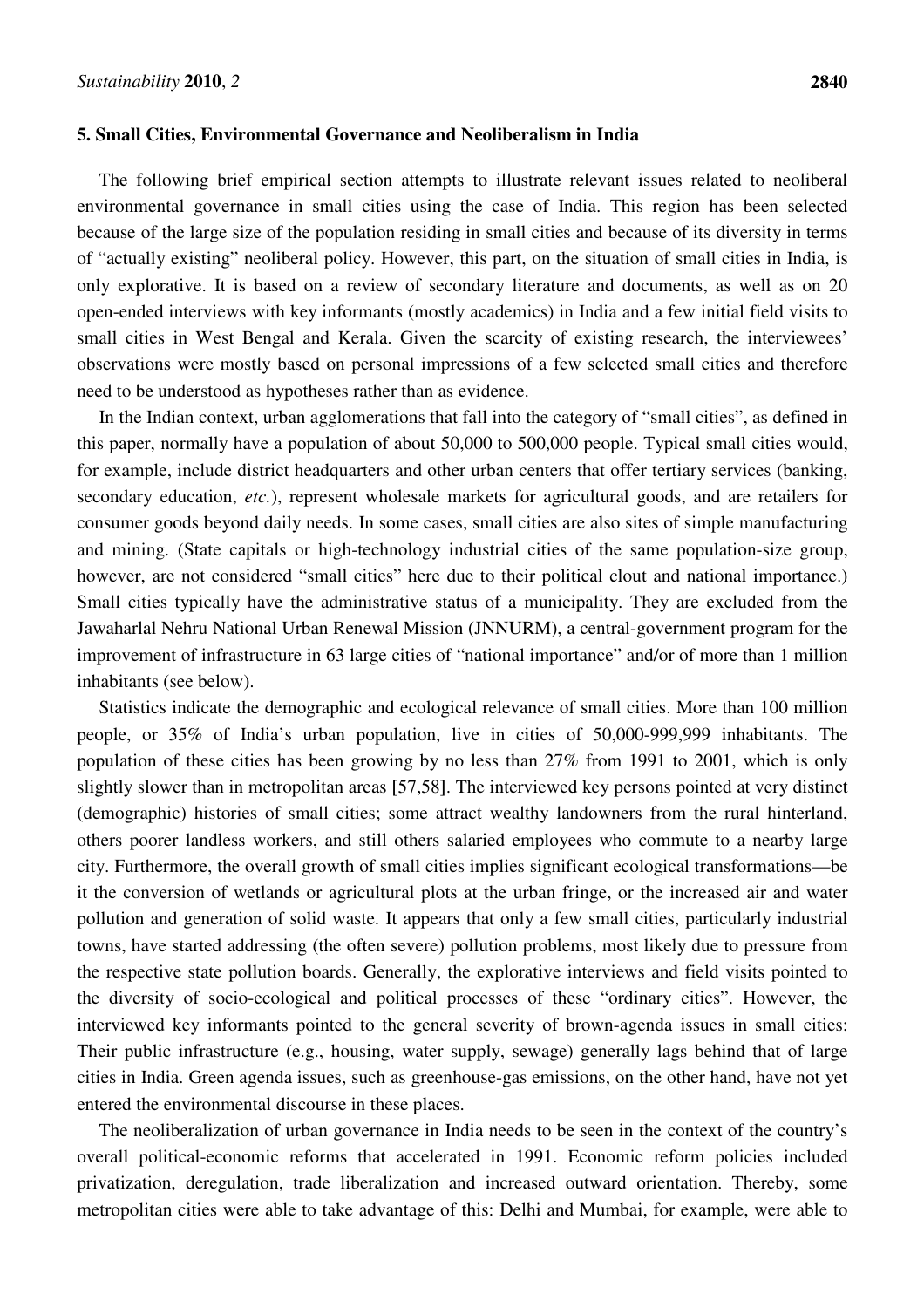## 5. Small Cities, Environmental Governance and Neoliberalism in India

The following brief empirical section attempts to illustrate relevant issues related to neoliberal environmental governance in small cities using the case of India. This region has been selected because of the large size of the population residing in small cities and because of its diversity in terms of "actually existing" neoliberal policy. However, this part, on the situation of small cities in India, is only explorative. It is based on a review of secondary literature and documents, as well as on 20 open-ended interviews with key informants (mostly academics) in India and a few initial field visits to small cities in West Bengal and Kerala. Given the scarcity of existing research, the interviewees' observations were mostly based on personal impressions of a few selected small cities and therefore need to be understood as hypotheses rather than as evidence.

In the Indian context, urban agglomerations that fall into the category of "small cities", as defined in this paper, normally have a population of about 50,000 to 500,000 people. Typical small cities would, for example, include district headquarters and other urban centers that offer tertiary services (banking, secondary education, *etc.*), represent wholesale markets for agricultural goods, and are retailers for consumer goods beyond daily needs. In some cases, small cities are also sites of simple manufacturing and mining. (State capitals or high-technology industrial cities of the same population-size group, however, are not considered "small cities" here due to their political clout and national importance.) Small cities typically have the administrative status of a municipality. They are excluded from the Jawaharlal Nehru National Urban Renewal Mission (JNNURM), a central-government program for the improvement of infrastructure in 63 large cities of "national importance" and/or of more than 1 million inhabitants (see below).

Statistics indicate the demographic and ecological relevance of small cities. More than 100 million people, or 35% of India's urban population, live in cities of 50,000-999,999 inhabitants. The population of these cities has been growing by no less than 27% from 1991 to 2001, which is only slightly slower than in metropolitan areas [57,58]. The interviewed key persons pointed at very distinct (demographic) histories of small cities; some attract wealthy landowners from the rural hinterland, others poorer landless workers, and still others salaried employees who commute to a nearby large city. Furthermore, the overall growth of small cities implies significant ecological transformations—be it the conversion of wetlands or agricultural plots at the urban fringe, or the increased air and water pollution and generation of solid waste. It appears that only a few small cities, particularly industrial towns, have started addressing (the often severe) pollution problems, most likely due to pressure from the respective state pollution boards. Generally, the explorative interviews and field visits pointed to the diversity of socio-ecological and political processes of these "ordinary cities". However, the interviewed key informants pointed to the general severity of brown-agenda issues in small cities: Their public infrastructure (e.g., housing, water supply, sewage) generally lags behind that of large cities in India. Green agenda issues, such as greenhouse-gas emissions, on the other hand, have not yet entered the environmental discourse in these places.

The neoliberalization of urban governance in India needs to be seen in the context of the country's overall political-economic reforms that accelerated in 1991. Economic reform policies included privatization, deregulation, trade liberalization and increased outward orientation. Thereby, some metropolitan cities were able to take advantage of this: Delhi and Mumbai, for example, were able to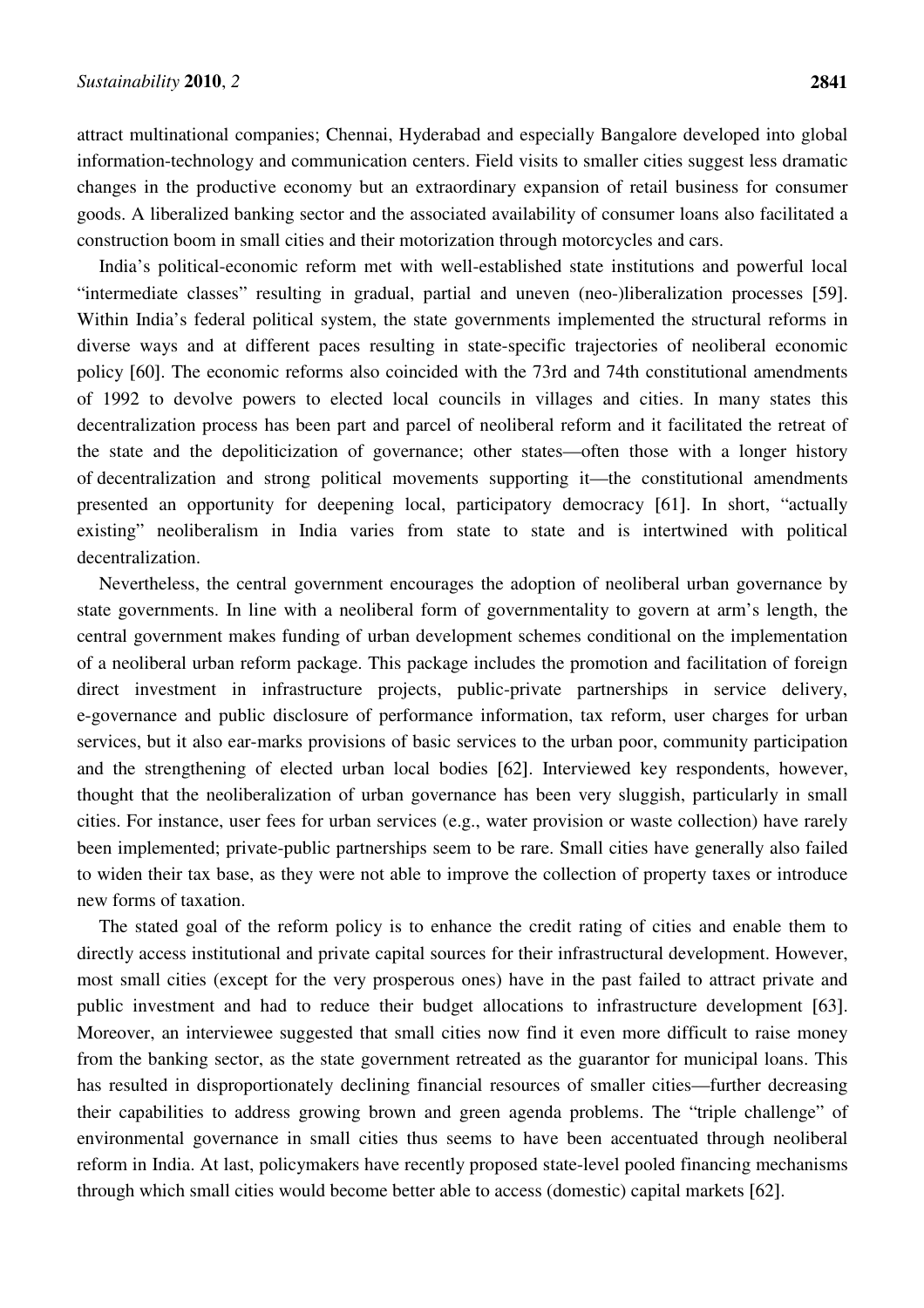attract multinational companies; Chennai, Hyderabad and especially Bangalore developed into global information-technology and communication centers. Field visits to smaller cities suggest less dramatic changes in the productive economy but an extraordinary expansion of retail business for consumer goods. A liberalized banking sector and the associated availability of consumer loans also facilitated a construction boom in small cities and their motorization through motorcycles and cars.

India's political-economic reform met with well-established state institutions and powerful local "intermediate classes" resulting in gradual, partial and uneven (neo-)liberalization processes [59]. Within India's federal political system, the state governments implemented the structural reforms in diverse ways and at different paces resulting in state-specific trajectories of neoliberal economic policy [60]. The economic reforms also coincided with the 73rd and 74th constitutional amendments of 1992 to devolve powers to elected local councils in villages and cities. In many states this decentralization process has been part and parcel of neoliberal reform and it facilitated the retreat of the state and the depoliticization of governance; other states—often those with a longer history of decentralization and strong political movements supporting it—the constitutional amendments presented an opportunity for deepening local, participatory democracy [61]. In short, "actually existing" neoliberalism in India varies from state to state and is intertwined with political decentralization.

Nevertheless, the central government encourages the adoption of neoliberal urban governance by state governments. In line with a neoliberal form of governmentality to govern at arm's length, the central government makes funding of urban development schemes conditional on the implementation of a neoliberal urban reform package. This package includes the promotion and facilitation of foreign direct investment in infrastructure projects, public-private partnerships in service delivery, e-governance and public disclosure of performance information, tax reform, user charges for urban services, but it also ear-marks provisions of basic services to the urban poor, community participation and the strengthening of elected urban local bodies [62]. Interviewed key respondents, however, thought that the neoliberalization of urban governance has been very sluggish, particularly in small cities. For instance, user fees for urban services (e.g., water provision or waste collection) have rarely been implemented; private-public partnerships seem to be rare. Small cities have generally also failed to widen their tax base, as they were not able to improve the collection of property taxes or introduce new forms of taxation.

The stated goal of the reform policy is to enhance the credit rating of cities and enable them to directly access institutional and private capital sources for their infrastructural development. However, most small cities (except for the very prosperous ones) have in the past failed to attract private and public investment and had to reduce their budget allocations to infrastructure development [63]. Moreover, an interviewee suggested that small cities now find it even more difficult to raise money from the banking sector, as the state government retreated as the guarantor for municipal loans. This has resulted in disproportionately declining financial resources of smaller cities—further decreasing their capabilities to address growing brown and green agenda problems. The "triple challenge" of environmental governance in small cities thus seems to have been accentuated through neoliberal reform in India. At last, policymakers have recently proposed state-level pooled financing mechanisms through which small cities would become better able to access (domestic) capital markets [62].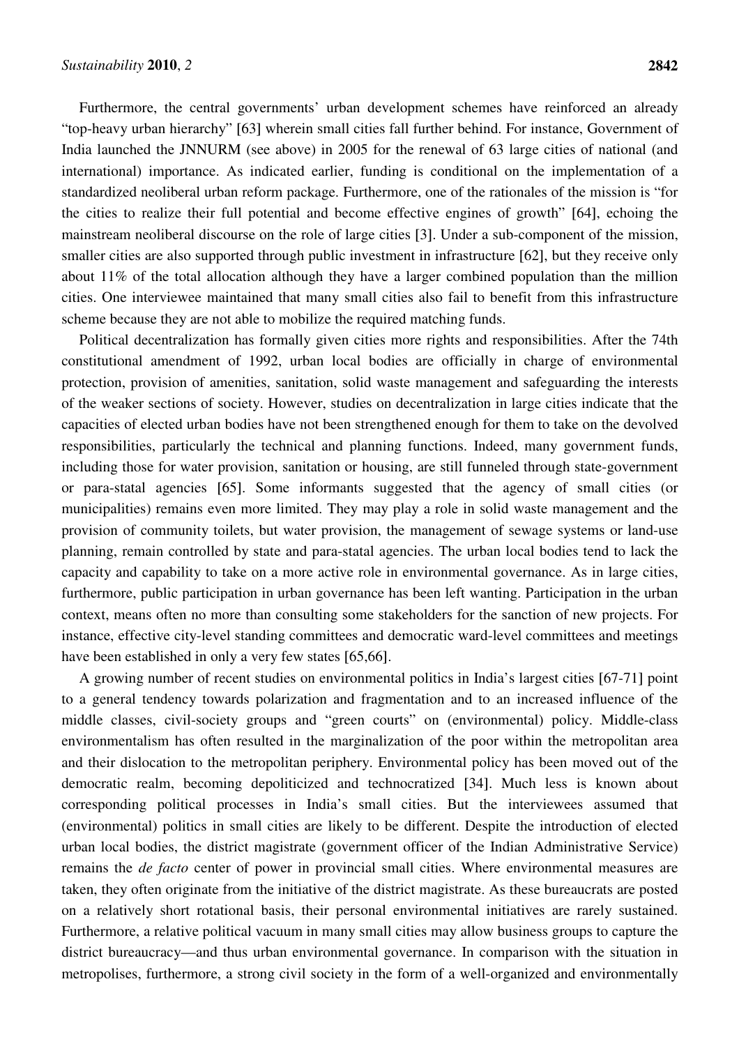Furthermore, the central governments' urban development schemes have reinforced an already "top-heavy urban hierarchy" [63] wherein small cities fall further behind. For instance, Government of India launched the JNNURM (see above) in 2005 for the renewal of 63 large cities of national (and international) importance. As indicated earlier, funding is conditional on the implementation of a standardized neoliberal urban reform package. Furthermore, one of the rationales of the mission is "for the cities to realize their full potential and become effective engines of growth" [64], echoing the mainstream neoliberal discourse on the role of large cities [3]. Under a sub-component of the mission, smaller cities are also supported through public investment in infrastructure [62], but they receive only about 11% of the total allocation although they have a larger combined population than the million cities. One interviewee maintained that many small cities also fail to benefit from this infrastructure scheme because they are not able to mobilize the required matching funds.

Political decentralization has formally given cities more rights and responsibilities. After the 74th constitutional amendment of 1992, urban local bodies are officially in charge of environmental protection, provision of amenities, sanitation, solid waste management and safeguarding the interests of the weaker sections of society. However, studies on decentralization in large cities indicate that the capacities of elected urban bodies have not been strengthened enough for them to take on the devolved responsibilities, particularly the technical and planning functions. Indeed, many government funds, including those for water provision, sanitation or housing, are still funneled through state-government or para-statal agencies [65]. Some informants suggested that the agency of small cities (or municipalities) remains even more limited. They may play a role in solid waste management and the provision of community toilets, but water provision, the management of sewage systems or land-use planning, remain controlled by state and para-statal agencies. The urban local bodies tend to lack the capacity and capability to take on a more active role in environmental governance. As in large cities, furthermore, public participation in urban governance has been left wanting. Participation in the urban context, means often no more than consulting some stakeholders for the sanction of new projects. For instance, effective city-level standing committees and democratic ward-level committees and meetings have been established in only a very few states [65,66].

A growing number of recent studies on environmental politics in India's largest cities [67-71] point to a general tendency towards polarization and fragmentation and to an increased influence of the middle classes, civil-society groups and "green courts" on (environmental) policy. Middle-class environmentalism has often resulted in the marginalization of the poor within the metropolitan area and their dislocation to the metropolitan periphery. Environmental policy has been moved out of the democratic realm, becoming depoliticized and technocratized [34]. Much less is known about corresponding political processes in India's small cities. But the interviewees assumed that (environmental) politics in small cities are likely to be different. Despite the introduction of elected urban local bodies, the district magistrate (government officer of the Indian Administrative Service) remains the *de facto* center of power in provincial small cities. Where environmental measures are taken, they often originate from the initiative of the district magistrate. As these bureaucrats are posted on a relatively short rotational basis, their personal environmental initiatives are rarely sustained. Furthermore, a relative political vacuum in many small cities may allow business groups to capture the district bureaucracy—and thus urban environmental governance. In comparison with the situation in metropolises, furthermore, a strong civil society in the form of a well-organized and environmentally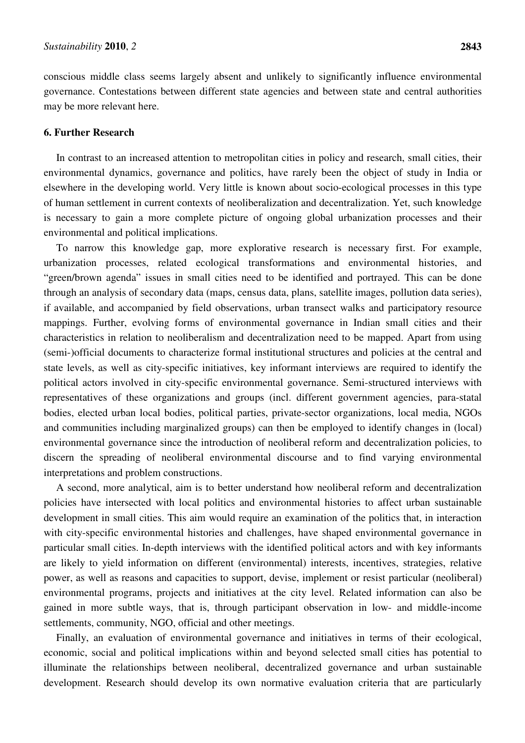conscious middle class seems largely absent and unlikely to significantly influence environmental governance. Contestations between different state agencies and between state and central authorities may be more relevant here.

## 6. Further Research

In contrast to an increased attention to metropolitan cities in policy and research, small cities, their environmental dynamics, governance and politics, have rarely been the object of study in India or elsewhere in the developing world. Very little is known about socio-ecological processes in this type of human settlement in current contexts of neoliberalization and decentralization. Yet, such knowledge is necessary to gain a more complete picture of ongoing global urbanization processes and their environmental and political implications.

To narrow this knowledge gap, more explorative research is necessary first. For example, urbanization processes, related ecological transformations and environmental histories, and "green/brown agenda" issues in small cities need to be identified and portrayed. This can be done through an analysis of secondary data (maps, census data, plans, satellite images, pollution data series), if available, and accompanied by field observations, urban transect walks and participatory resource mappings. Further, evolving forms of environmental governance in Indian small cities and their characteristics in relation to neoliberalism and decentralization need to be mapped. Apart from using (semi-)official documents to characterize formal institutional structures and policies at the central and state levels, as well as city-specific initiatives, key informant interviews are required to identify the political actors involved in city-specific environmental governance. Semi-structured interviews with representatives of these organizations and groups (incl. different government agencies, para-statal bodies, elected urban local bodies, political parties, private-sector organizations, local media, NGOs and communities including marginalized groups) can then be employed to identify changes in (local) environmental governance since the introduction of neoliberal reform and decentralization policies, to discern the spreading of neoliberal environmental discourse and to find varying environmental interpretations and problem constructions.

A second, more analytical, aim is to better understand how neoliberal reform and decentralization policies have intersected with local politics and environmental histories to affect urban sustainable development in small cities. This aim would require an examination of the politics that, in interaction with city-specific environmental histories and challenges, have shaped environmental governance in particular small cities. In-depth interviews with the identified political actors and with key informants are likely to yield information on different (environmental) interests, incentives, strategies, relative power, as well as reasons and capacities to support, devise, implement or resist particular (neoliberal) environmental programs, projects and initiatives at the city level. Related information can also be gained in more subtle ways, that is, through participant observation in low- and middle-income settlements, community, NGO, official and other meetings.

Finally, an evaluation of environmental governance and initiatives in terms of their ecological, economic, social and political implications within and beyond selected small cities has potential to illuminate the relationships between neoliberal, decentralized governance and urban sustainable development. Research should develop its own normative evaluation criteria that are particularly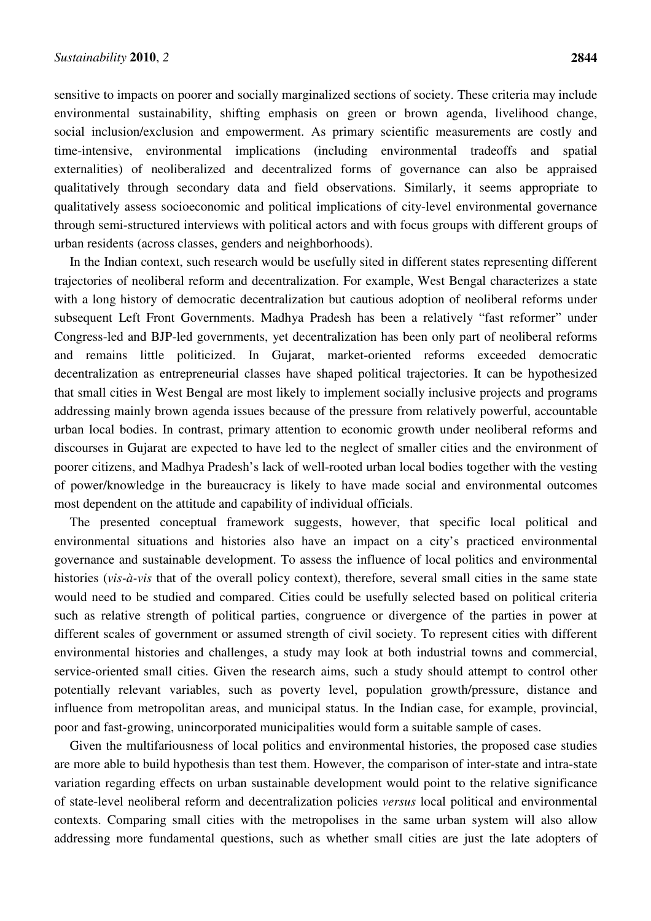sensitive to impacts on poorer and socially marginalized sections of society. These criteria may include environmental sustainability, shifting emphasis on green or brown agenda, livelihood change, social inclusion/exclusion and empowerment. As primary scientific measurements are costly and time-intensive, environmental implications (including environmental tradeoffs and spatial externalities) of neoliberalized and decentralized forms of governance can also be appraised qualitatively through secondary data and field observations. Similarly, it seems appropriate to qualitatively assess socioeconomic and political implications of city-level environmental governance through semi-structured interviews with political actors and with focus groups with different groups of urban residents (across classes, genders and neighborhoods).

In the Indian context, such research would be usefully sited in different states representing different trajectories of neoliberal reform and decentralization. For example, West Bengal characterizes a state with a long history of democratic decentralization but cautious adoption of neoliberal reforms under subsequent Left Front Governments. Madhya Pradesh has been a relatively "fast reformer" under Congress-led and BJP-led governments, yet decentralization has been only part of neoliberal reforms and remains little politicized. In Gujarat, market-oriented reforms exceeded democratic decentralization as entrepreneurial classes have shaped political trajectories. It can be hypothesized that small cities in West Bengal are most likely to implement socially inclusive projects and programs addressing mainly brown agenda issues because of the pressure from relatively powerful, accountable urban local bodies. In contrast, primary attention to economic growth under neoliberal reforms and discourses in Gujarat are expected to have led to the neglect of smaller cities and the environment of poorer citizens, and Madhya Pradesh's lack of well-rooted urban local bodies together with the vesting of power/knowledge in the bureaucracy is likely to have made social and environmental outcomes most dependent on the attitude and capability of individual officials.

The presented conceptual framework suggests, however, that specific local political and environmental situations and histories also have an impact on a city's practiced environmental governance and sustainable development. To assess the influence of local politics and environmental histories (*vis-à-vis* that of the overall policy context), therefore, several small cities in the same state would need to be studied and compared. Cities could be usefully selected based on political criteria such as relative strength of political parties, congruence or divergence of the parties in power at different scales of government or assumed strength of civil society. To represent cities with different environmental histories and challenges, a study may look at both industrial towns and commercial, service-oriented small cities. Given the research aims, such a study should attempt to control other potentially relevant variables, such as poverty level, population growth/pressure, distance and influence from metropolitan areas, and municipal status. In the Indian case, for example, provincial, poor and fast-growing, unincorporated municipalities would form a suitable sample of cases.

Given the multifariousness of local politics and environmental histories, the proposed case studies are more able to build hypothesis than test them. However, the comparison of inter-state and intra-state variation regarding effects on urban sustainable development would point to the relative significance of state-level neoliberal reform and decentralization policies *versus* local political and environmental contexts. Comparing small cities with the metropolises in the same urban system will also allow addressing more fundamental questions, such as whether small cities are just the late adopters of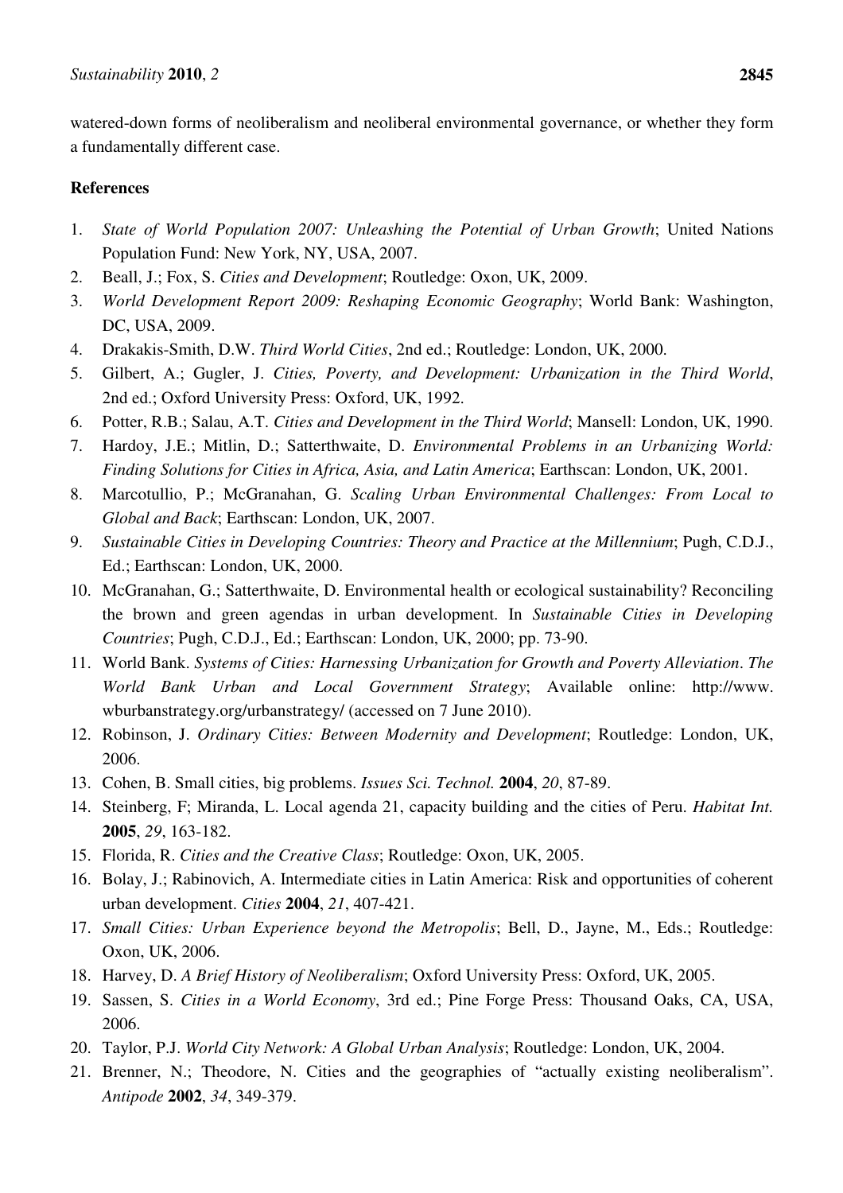watered-down forms of neoliberalism and neoliberal environmental governance, or whether they form a fundamentally different case.

## References

1. *State of World Population 2007: Unleashing the Potential of Urban Growth*; United Nations Population Fund: New York, NY, USA, 2007.
2. Beall, J.; Fox, S. *Cities and Development*; Routledge: Oxon, UK, 2009.
3. *World Development Report 2009: Reshaping Economic Geography*; World Bank: Washington, DC, USA, 2009.
4. Drakakis-Smith, D.W. *Third World Cities*, 2nd ed.; Routledge: London, UK, 2000.
5. Gilbert, A.; Gugler, J. *Cities, Poverty, and Development: Urbanization in the Third World*, 2nd ed.; Oxford University Press: Oxford, UK, 1992.
6. Potter, R.B.; Salau, A.T. *Cities and Development in the Third World*; Mansell: London, UK, 1990.
7. Hardoy, J.E.; Mitlin, D.; Satterthwaite, D. *Environmental Problems in an Urbanizing World: Finding Solutions for Cities in Africa, Asia, and Latin America*; Earthscan: London, UK, 2001.
8. Marcotullio, P.; McGranahan, G. *Scaling Urban Environmental Challenges: From Local to Global and Back*; Earthscan: London, UK, 2007.
9. *Sustainable Cities in Developing Countries: Theory and Practice at the Millennium*; Pugh, C.D.J., Ed.; Earthscan: London, UK, 2000.
10. McGranahan, G.; Satterthwaite, D. Environmental health or ecological sustainability? Reconciling the brown and green agendas in urban development. In *Sustainable Cities in Developing Countries*; Pugh, C.D.J., Ed.; Earthscan: London, UK, 2000; pp. 73-90.
11. World Bank. *Systems of Cities: Harnessing Urbanization for Growth and Poverty Alleviation*. *The World Bank Urban and Local Government Strategy*; Available online: http://www.wburbanstrategy.org/urbanstrategy/ (accessed on 7 June 2010).
12. Robinson, J. *Ordinary Cities: Between Modernity and Development*; Routledge: London, UK, 2006.
13. Cohen, B. Small cities, big problems. *Issues Sci. Technol.* **2004**, *20*, 87-89.
14. Steinberg, F; Miranda, L. Local agenda 21, capacity building and the cities of Peru. *Habitat Int.* **2005**, *29*, 163-182.
15. Florida, R. *Cities and the Creative Class*; Routledge: Oxon, UK, 2005.
16. Bolay, J.; Rabinovich, A. Intermediate cities in Latin America: Risk and opportunities of coherent urban development. *Cities* **2004**, *21*, 407-421.
17. *Small Cities: Urban Experience beyond the Metropolis*; Bell, D., Jayne, M., Eds.; Routledge: Oxon, UK, 2006.
18. Harvey, D. *A Brief History of Neoliberalism*; Oxford University Press: Oxford, UK, 2005.
19. Sassen, S. *Cities in a World Economy*, 3rd ed.; Pine Forge Press: Thousand Oaks, CA, USA, 2006.
20. Taylor, P.J. *World City Network: A Global Urban Analysis*; Routledge: London, UK, 2004.
21. Brenner, N.; Theodore, N. Cities and the geographies of "actually existing neoliberalism". *Antipode* **2002**, *34*, 349-379.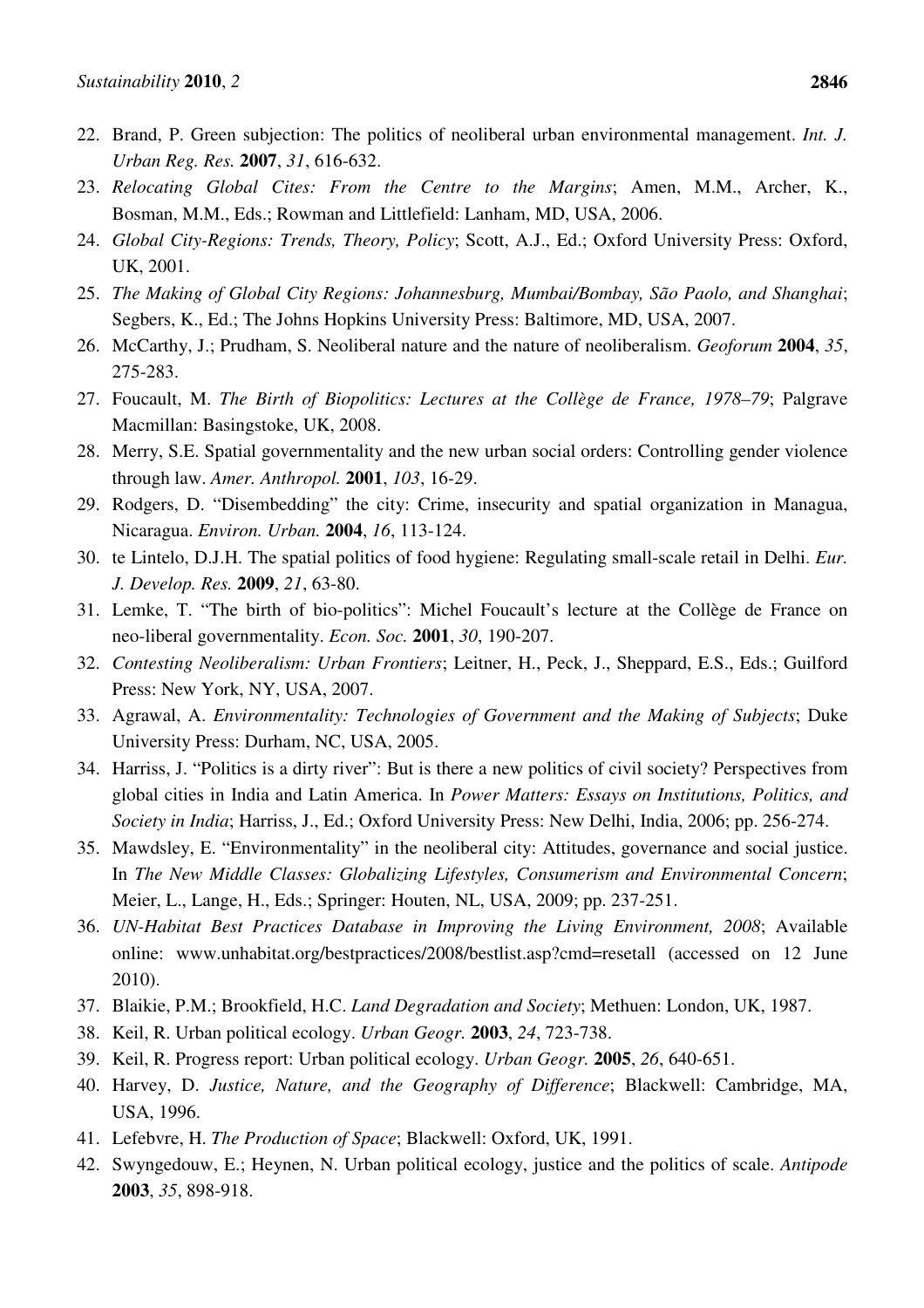22. Brand, P. Green subjection: The politics of neoliberal urban environmental management. *Int. J. Urban Reg. Res.* **2007**, *31*, 616-632.
23. *Relocating Global Cites: From the Centre to the Margins*; Amen, M.M., Archer, K., Bosman, M.M., Eds.; Rowman and Littlefield: Lanham, MD, USA, 2006.
24. *Global City-Regions: Trends, Theory, Policy*; Scott, A.J., Ed.; Oxford University Press: Oxford, UK, 2001.
25. *The Making of Global City Regions: Johannesburg, Mumbai/Bombay, São Paolo, and Shanghai*; Segbers, K., Ed.; The Johns Hopkins University Press: Baltimore, MD, USA, 2007.
26. McCarthy, J.; Prudham, S. Neoliberal nature and the nature of neoliberalism. *Geoforum* **2004**, *35*, 275-283.
27. Foucault, M. *The Birth of Biopolitics: Lectures at the Collège de France, 1978–79*; Palgrave Macmillan: Basingstoke, UK, 2008.
28. Merry, S.E. Spatial governmentality and the new urban social orders: Controlling gender violence through law. *Amer. Anthropol.* **2001**, *103*, 16-29.
29. Rodgers, D. "Disembedding" the city: Crime, insecurity and spatial organization in Managua, Nicaragua. *Environ. Urban.* **2004**, *16*, 113-124.
30. te Lintelo, D.J.H. The spatial politics of food hygiene: Regulating small-scale retail in Delhi. *Eur. J. Develop. Res.* **2009**, *21*, 63-80.
31. Lemke, T. "The birth of bio-politics": Michel Foucault's lecture at the Collège de France on neo-liberal governmentality. *Econ. Soc.* **2001**, *30*, 190-207.
32. *Contesting Neoliberalism: Urban Frontiers*; Leitner, H., Peck, J., Sheppard, E.S., Eds.; Guilford Press: New York, NY, USA, 2007.
33. Agrawal, A. *Environmentality: Technologies of Government and the Making of Subjects*; Duke University Press: Durham, NC, USA, 2005.
34. Harriss, J. "Politics is a dirty river": But is there a new politics of civil society? Perspectives from global cities in India and Latin America. In *Power Matters: Essays on Institutions, Politics, and Society in India*; Harriss, J., Ed.; Oxford University Press: New Delhi, India, 2006; pp. 256-274.
35. Mawdsley, E. "Environmentality" in the neoliberal city: Attitudes, governance and social justice. In *The New Middle Classes: Globalizing Lifestyles, Consumerism and Environmental Concern*; Meier, L., Lange, H., Eds.; Springer: Houten, NL, USA, 2009; pp. 237-251.
36. *UN-Habitat Best Practices Database in Improving the Living Environment, 2008*; Available online: www.unhabitat.org/bestpractices/2008/bestlist.asp?cmd=resetall (accessed on 12 June 2010).
37. Blaikie, P.M.; Brookfield, H.C. *Land Degradation and Society*; Methuen: London, UK, 1987.
38. Keil, R. Urban political ecology. *Urban Geogr.* **2003**, *24*, 723-738.
39. Keil, R. Progress report: Urban political ecology. *Urban Geogr.* **2005**, *26*, 640-651.
40. Harvey, D. *Justice, Nature, and the Geography of Difference*; Blackwell: Cambridge, MA, USA, 1996.
41. Lefebvre, H. *The Production of Space*; Blackwell: Oxford, UK, 1991.
42. Swyngedouw, E.; Heynen, N. Urban political ecology, justice and the politics of scale. *Antipode* **2003**, *35*, 898-918.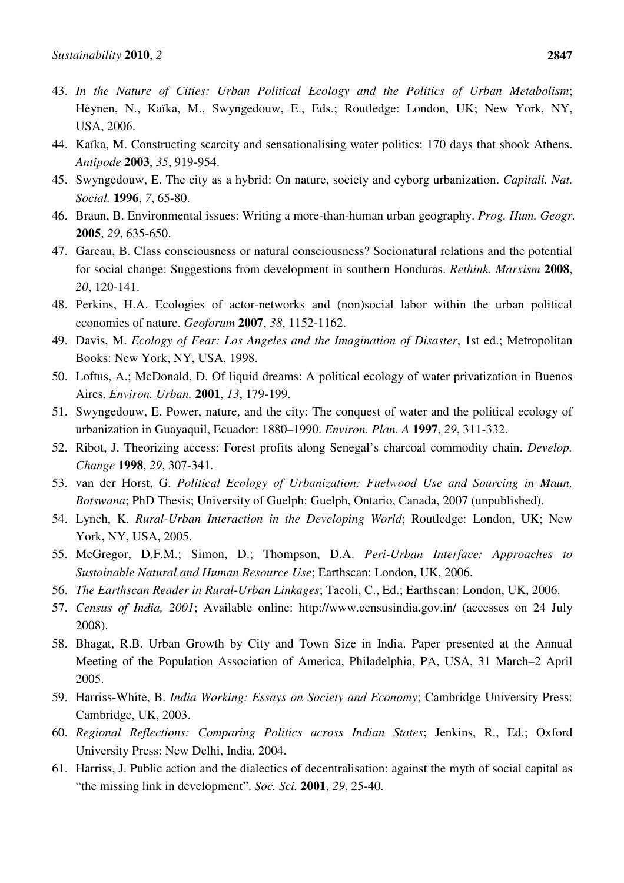43. *In the Nature of Cities: Urban Political Ecology and the Politics of Urban Metabolism*; Heynen, N., Kaïka, M., Swyngedouw, E., Eds.; Routledge: London, UK; New York, NY, USA, 2006.
44. Kaïka, M. Constructing scarcity and sensationalising water politics: 170 days that shook Athens. *Antipode* **2003**, *35*, 919-954.
45. Swyngedouw, E. The city as a hybrid: On nature, society and cyborg urbanization. *Capitali. Nat. Social.* **1996**, *7*, 65-80.
46. Braun, B. Environmental issues: Writing a more-than-human urban geography. *Prog. Hum. Geogr.* **2005**, *29*, 635-650.
47. Gareau, B. Class consciousness or natural consciousness? Socionatural relations and the potential for social change: Suggestions from development in southern Honduras. *Rethink. Marxism* **2008**, *20*, 120-141.
48. Perkins, H.A. Ecologies of actor-networks and (non)social labor within the urban political economies of nature. *Geoforum* **2007**, *38*, 1152-1162.
49. Davis, M. *Ecology of Fear: Los Angeles and the Imagination of Disaster*, 1st ed.; Metropolitan Books: New York, NY, USA, 1998.
50. Loftus, A.; McDonald, D. Of liquid dreams: A political ecology of water privatization in Buenos Aires. *Environ. Urban.* **2001**, *13*, 179-199.
51. Swyngedouw, E. Power, nature, and the city: The conquest of water and the political ecology of urbanization in Guayaquil, Ecuador: 1880–1990. *Environ. Plan. A* **1997**, *29*, 311-332.
52. Ribot, J. Theorizing access: Forest profits along Senegal's charcoal commodity chain. *Develop. Change* **1998**, *29*, 307-341.
53. van der Horst, G. *Political Ecology of Urbanization: Fuelwood Use and Sourcing in Maun, Botswana*; PhD Thesis; University of Guelph: Guelph, Ontario, Canada, 2007 (unpublished).
54. Lynch, K. *Rural-Urban Interaction in the Developing World*; Routledge: London, UK; New York, NY, USA, 2005.
55. McGregor, D.F.M.; Simon, D.; Thompson, D.A. *Peri-Urban Interface: Approaches to Sustainable Natural and Human Resource Use*; Earthscan: London, UK, 2006.
56. *The Earthscan Reader in Rural-Urban Linkages*; Tacoli, C., Ed.; Earthscan: London, UK, 2006.
57. *Census of India, 2001*; Available online: http://www.censusindia.gov.in/ (accesses on 24 July 2008).
58. Bhagat, R.B. Urban Growth by City and Town Size in India. Paper presented at the Annual Meeting of the Population Association of America, Philadelphia, PA, USA, 31 March–2 April 2005.
59. Harriss-White, B. *India Working: Essays on Society and Economy*; Cambridge University Press: Cambridge, UK, 2003.
60. *Regional Reflections: Comparing Politics across Indian States*; Jenkins, R., Ed.; Oxford University Press: New Delhi, India, 2004.
61. Harriss, J. Public action and the dialectics of decentralisation: against the myth of social capital as "the missing link in development". *Soc. Sci.* **2001**, *29*, 25-40.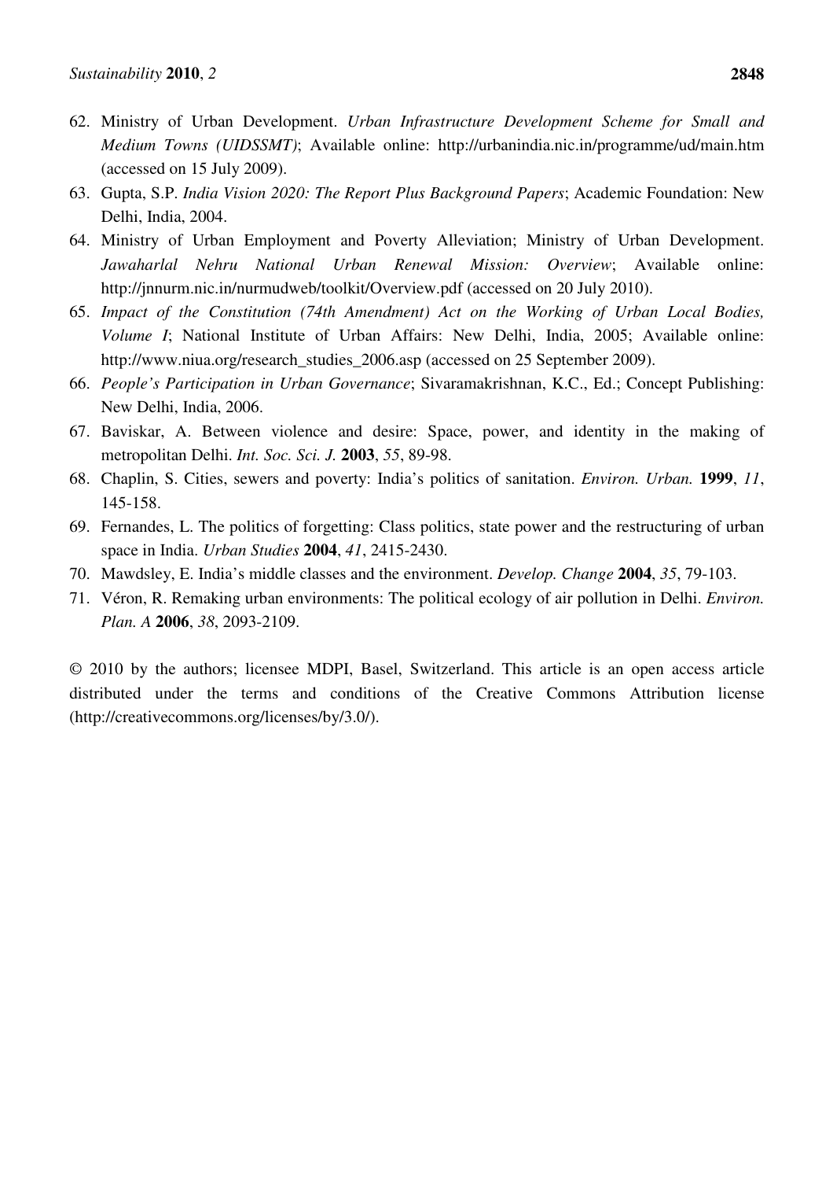62. Ministry of Urban Development. *Urban Infrastructure Development Scheme for Small and Medium Towns (UIDSSMT)*; Available online: http://urbanindia.nic.in/programme/ud/main.htm (accessed on 15 July 2009).
63. Gupta, S.P. *India Vision 2020: The Report Plus Background Papers*; Academic Foundation: New Delhi, India, 2004.
64. Ministry of Urban Employment and Poverty Alleviation; Ministry of Urban Development. *Jawaharlal Nehru National Urban Renewal Mission: Overview*; Available online: http://jnnurm.nic.in/nurmudweb/toolkit/Overview.pdf (accessed on 20 July 2010).
65. *Impact of the Constitution (74th Amendment) Act on the Working of Urban Local Bodies, Volume I*; National Institute of Urban Affairs: New Delhi, India, 2005; Available online: http://www.niua.org/research_studies_2006.asp (accessed on 25 September 2009).
66. *People's Participation in Urban Governance*; Sivaramakrishnan, K.C., Ed.; Concept Publishing: New Delhi, India, 2006.
67. Baviskar, A. Between violence and desire: Space, power, and identity in the making of metropolitan Delhi. *Int. Soc. Sci. J.* **2003**, *55*, 89-98.
68. Chaplin, S. Cities, sewers and poverty: India's politics of sanitation. *Environ. Urban.* **1999**, *11*, 145-158.
69. Fernandes, L. The politics of forgetting: Class politics, state power and the restructuring of urban space in India. *Urban Studies* **2004**, *41*, 2415-2430.
70. Mawdsley, E. India's middle classes and the environment. *Develop. Change* **2004**, *35*, 79-103.
71. Véron, R. Remaking urban environments: The political ecology of air pollution in Delhi. *Environ. Plan. A* **2006**, *38*, 2093-2109.

© 2010 by the authors; licensee MDPI, Basel, Switzerland. This article is an open access article distributed under the terms and conditions of the Creative Commons Attribution license (http://creativecommons.org/licenses/by/3.0/).